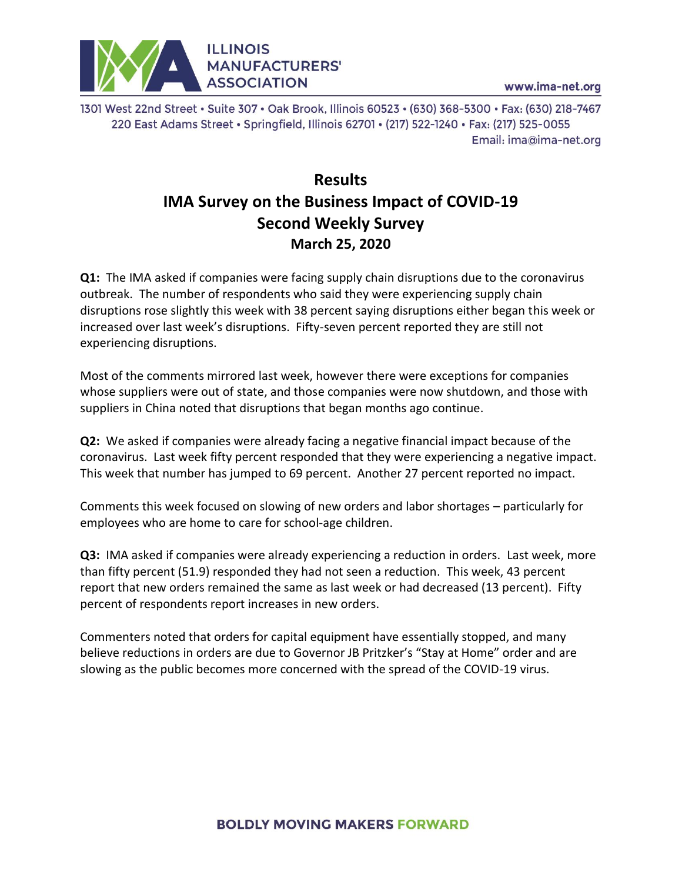ILLINOIS MANUFACTURERS' ASSOCIATION

www.ima-net.org

1301 West 22nd Street • Suite 307 • Oak Brook, Illinois 60523 • (630) 368-5300 • Fax: (630) 218-7467
220 East Adams Street • Springfield, Illinois 62701 • (217) 522-1240 • Fax: (217) 525-0055
Email: ima@ima-net.org

# Results
# IMA Survey on the Business Impact of COVID-19
## Second Weekly Survey
### March 25, 2020

**Q1:** The IMA asked if companies were facing supply chain disruptions due to the coronavirus outbreak. The number of respondents who said they were experiencing supply chain disruptions rose slightly this week with 38 percent saying disruptions either began this week or increased over last week's disruptions. Fifty-seven percent reported they are still not experiencing disruptions.

Most of the comments mirrored last week, however there were exceptions for companies whose suppliers were out of state, and those companies were now shutdown, and those with suppliers in China noted that disruptions that began months ago continue.

**Q2:** We asked if companies were already facing a negative financial impact because of the coronavirus. Last week fifty percent responded that they were experiencing a negative impact. This week that number has jumped to 69 percent. Another 27 percent reported no impact.

Comments this week focused on slowing of new orders and labor shortages – particularly for employees who are home to care for school-age children.

**Q3:** IMA asked if companies were already experiencing a reduction in orders. Last week, more than fifty percent (51.9) responded they had not seen a reduction. This week, 43 percent report that new orders remained the same as last week or had decreased (13 percent). Fifty percent of respondents report increases in new orders.

Commenters noted that orders for capital equipment have essentially stopped, and many believe reductions in orders are due to Governor JB Pritzker's "Stay at Home" order and are slowing as the public becomes more concerned with the spread of the COVID-19 virus.

BOLDLY MOVING MAKERS FORWARD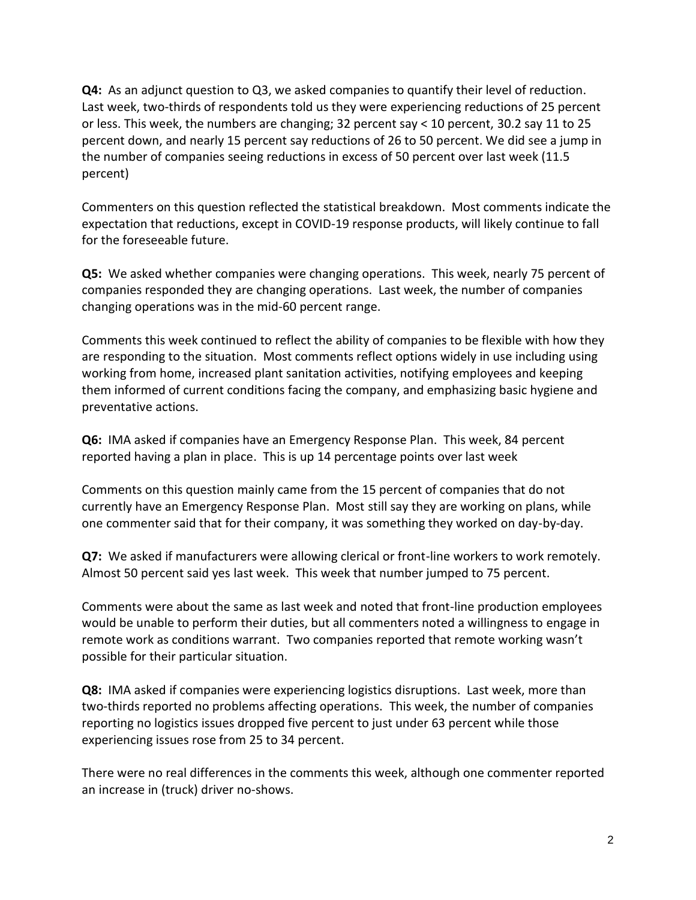**Q4:** As an adjunct question to Q3, we asked companies to quantify their level of reduction. Last week, two-thirds of respondents told us they were experiencing reductions of 25 percent or less. This week, the numbers are changing; 32 percent say < 10 percent, 30.2 say 11 to 25 percent down, and nearly 15 percent say reductions of 26 to 50 percent. We did see a jump in the number of companies seeing reductions in excess of 50 percent over last week (11.5 percent)

Commenters on this question reflected the statistical breakdown. Most comments indicate the expectation that reductions, except in COVID-19 response products, will likely continue to fall for the foreseeable future.

**Q5:** We asked whether companies were changing operations. This week, nearly 75 percent of companies responded they are changing operations. Last week, the number of companies changing operations was in the mid-60 percent range.

Comments this week continued to reflect the ability of companies to be flexible with how they are responding to the situation. Most comments reflect options widely in use including using working from home, increased plant sanitation activities, notifying employees and keeping them informed of current conditions facing the company, and emphasizing basic hygiene and preventative actions.

**Q6:** IMA asked if companies have an Emergency Response Plan. This week, 84 percent reported having a plan in place. This is up 14 percentage points over last week

Comments on this question mainly came from the 15 percent of companies that do not currently have an Emergency Response Plan. Most still say they are working on plans, while one commenter said that for their company, it was something they worked on day-by-day.

**Q7:** We asked if manufacturers were allowing clerical or front-line workers to work remotely. Almost 50 percent said yes last week. This week that number jumped to 75 percent.

Comments were about the same as last week and noted that front-line production employees would be unable to perform their duties, but all commenters noted a willingness to engage in remote work as conditions warrant. Two companies reported that remote working wasn't possible for their particular situation.

**Q8:** IMA asked if companies were experiencing logistics disruptions. Last week, more than two-thirds reported no problems affecting operations. This week, the number of companies reporting no logistics issues dropped five percent to just under 63 percent while those experiencing issues rose from 25 to 34 percent.

There were no real differences in the comments this week, although one commenter reported an increase in (truck) driver no-shows.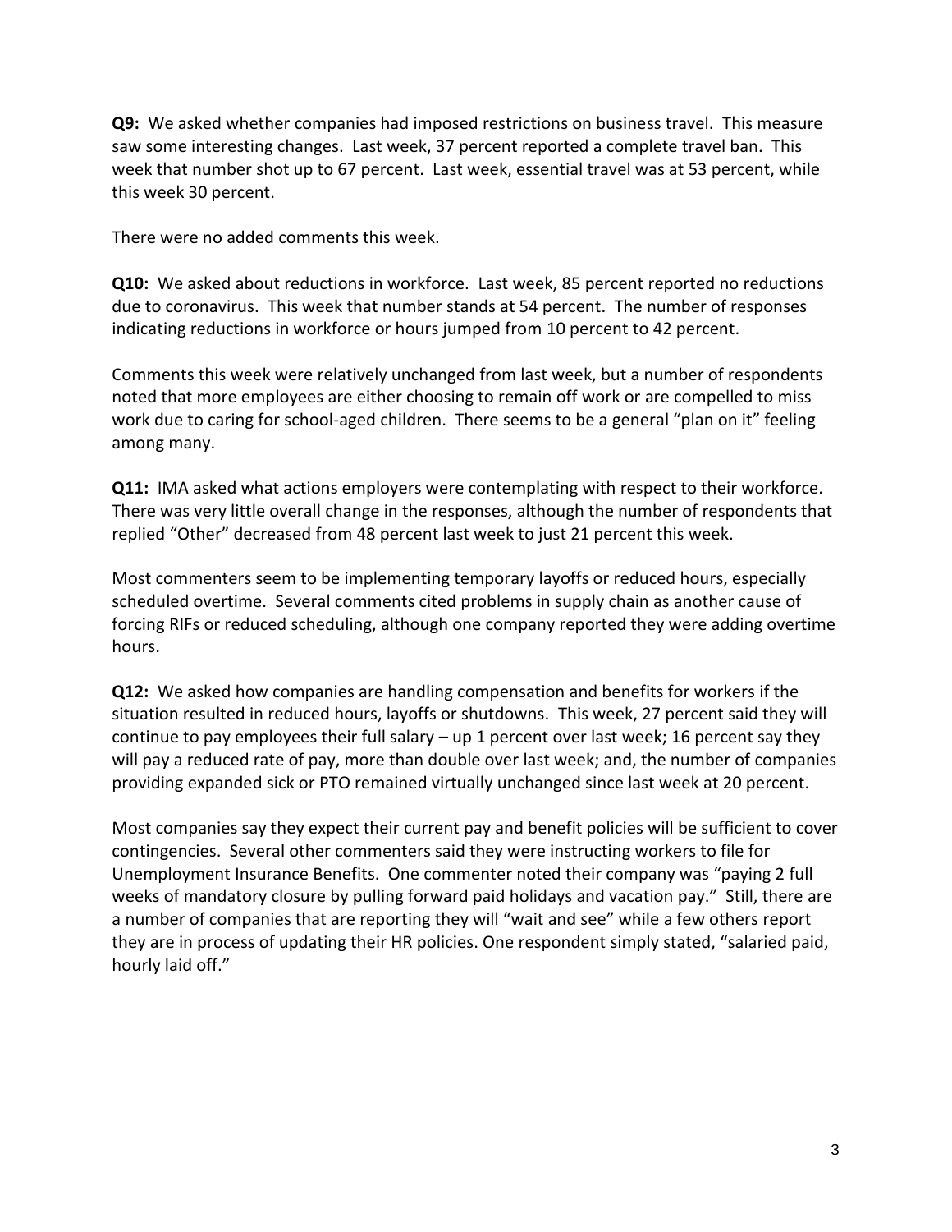**Q9:** We asked whether companies had imposed restrictions on business travel. This measure saw some interesting changes. Last week, 37 percent reported a complete travel ban. This week that number shot up to 67 percent. Last week, essential travel was at 53 percent, while this week 30 percent.

There were no added comments this week.

**Q10:** We asked about reductions in workforce. Last week, 85 percent reported no reductions due to coronavirus. This week that number stands at 54 percent. The number of responses indicating reductions in workforce or hours jumped from 10 percent to 42 percent.

Comments this week were relatively unchanged from last week, but a number of respondents noted that more employees are either choosing to remain off work or are compelled to miss work due to caring for school-aged children. There seems to be a general "plan on it" feeling among many.

**Q11:** IMA asked what actions employers were contemplating with respect to their workforce. There was very little overall change in the responses, although the number of respondents that replied "Other" decreased from 48 percent last week to just 21 percent this week.

Most commenters seem to be implementing temporary layoffs or reduced hours, especially scheduled overtime. Several comments cited problems in supply chain as another cause of forcing RIFs or reduced scheduling, although one company reported they were adding overtime hours.

**Q12:** We asked how companies are handling compensation and benefits for workers if the situation resulted in reduced hours, layoffs or shutdowns. This week, 27 percent said they will continue to pay employees their full salary – up 1 percent over last week; 16 percent say they will pay a reduced rate of pay, more than double over last week; and, the number of companies providing expanded sick or PTO remained virtually unchanged since last week at 20 percent.

Most companies say they expect their current pay and benefit policies will be sufficient to cover contingencies. Several other commenters said they were instructing workers to file for Unemployment Insurance Benefits. One commenter noted their company was "paying 2 full weeks of mandatory closure by pulling forward paid holidays and vacation pay." Still, there are a number of companies that are reporting they will "wait and see" while a few others report they are in process of updating their HR policies. One respondent simply stated, "salaried paid, hourly laid off."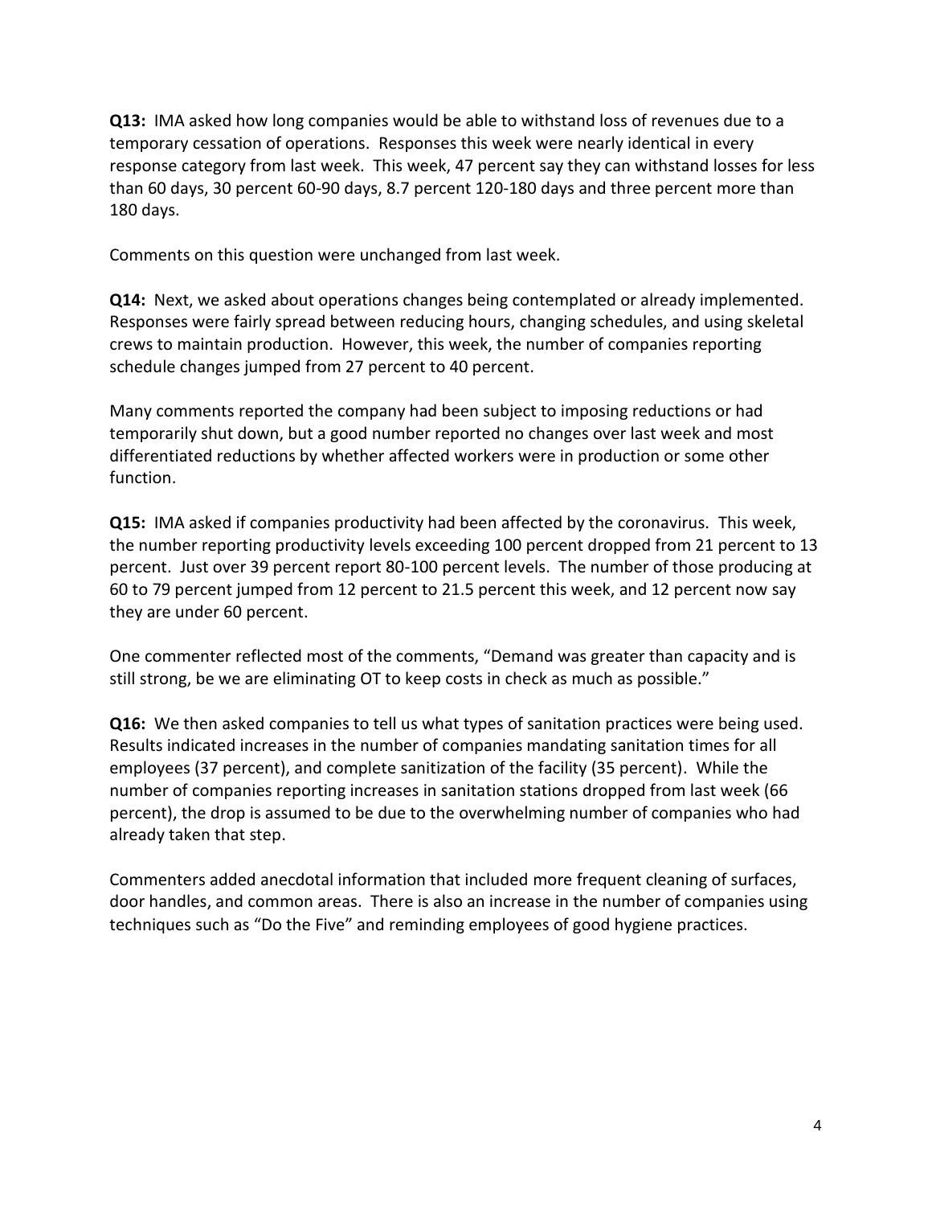**Q13:** IMA asked how long companies would be able to withstand loss of revenues due to a temporary cessation of operations. Responses this week were nearly identical in every response category from last week. This week, 47 percent say they can withstand losses for less than 60 days, 30 percent 60-90 days, 8.7 percent 120-180 days and three percent more than 180 days.

Comments on this question were unchanged from last week.

**Q14:** Next, we asked about operations changes being contemplated or already implemented. Responses were fairly spread between reducing hours, changing schedules, and using skeletal crews to maintain production. However, this week, the number of companies reporting schedule changes jumped from 27 percent to 40 percent.

Many comments reported the company had been subject to imposing reductions or had temporarily shut down, but a good number reported no changes over last week and most differentiated reductions by whether affected workers were in production or some other function.

**Q15:** IMA asked if companies productivity had been affected by the coronavirus. This week, the number reporting productivity levels exceeding 100 percent dropped from 21 percent to 13 percent. Just over 39 percent report 80-100 percent levels. The number of those producing at 60 to 79 percent jumped from 12 percent to 21.5 percent this week, and 12 percent now say they are under 60 percent.

One commenter reflected most of the comments, "Demand was greater than capacity and is still strong, be we are eliminating OT to keep costs in check as much as possible."

**Q16:** We then asked companies to tell us what types of sanitation practices were being used. Results indicated increases in the number of companies mandating sanitation times for all employees (37 percent), and complete sanitization of the facility (35 percent). While the number of companies reporting increases in sanitation stations dropped from last week (66 percent), the drop is assumed to be due to the overwhelming number of companies who had already taken that step.

Commenters added anecdotal information that included more frequent cleaning of surfaces, door handles, and common areas. There is also an increase in the number of companies using techniques such as "Do the Five" and reminding employees of good hygiene practices.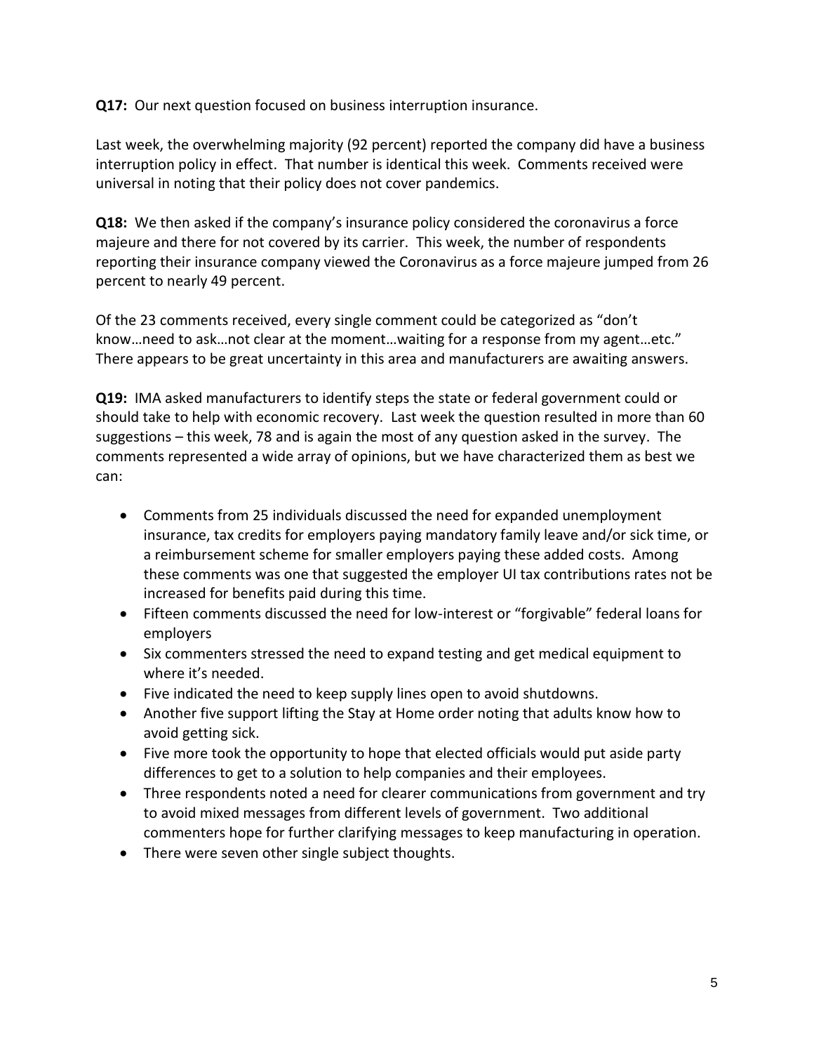**Q17:** Our next question focused on business interruption insurance.

Last week, the overwhelming majority (92 percent) reported the company did have a business interruption policy in effect. That number is identical this week. Comments received were universal in noting that their policy does not cover pandemics.

**Q18:** We then asked if the company's insurance policy considered the coronavirus a force majeure and there for not covered by its carrier. This week, the number of respondents reporting their insurance company viewed the Coronavirus as a force majeure jumped from 26 percent to nearly 49 percent.

Of the 23 comments received, every single comment could be categorized as "don't know…need to ask…not clear at the moment…waiting for a response from my agent…etc." There appears to be great uncertainty in this area and manufacturers are awaiting answers.

**Q19:** IMA asked manufacturers to identify steps the state or federal government could or should take to help with economic recovery. Last week the question resulted in more than 60 suggestions – this week, 78 and is again the most of any question asked in the survey. The comments represented a wide array of opinions, but we have characterized them as best we can:

- Comments from 25 individuals discussed the need for expanded unemployment insurance, tax credits for employers paying mandatory family leave and/or sick time, or a reimbursement scheme for smaller employers paying these added costs. Among these comments was one that suggested the employer UI tax contributions rates not be increased for benefits paid during this time.
- Fifteen comments discussed the need for low-interest or "forgivable" federal loans for employers
- Six commenters stressed the need to expand testing and get medical equipment to where it's needed.
- Five indicated the need to keep supply lines open to avoid shutdowns.
- Another five support lifting the Stay at Home order noting that adults know how to avoid getting sick.
- Five more took the opportunity to hope that elected officials would put aside party differences to get to a solution to help companies and their employees.
- Three respondents noted a need for clearer communications from government and try to avoid mixed messages from different levels of government. Two additional commenters hope for further clarifying messages to keep manufacturing in operation.
- There were seven other single subject thoughts.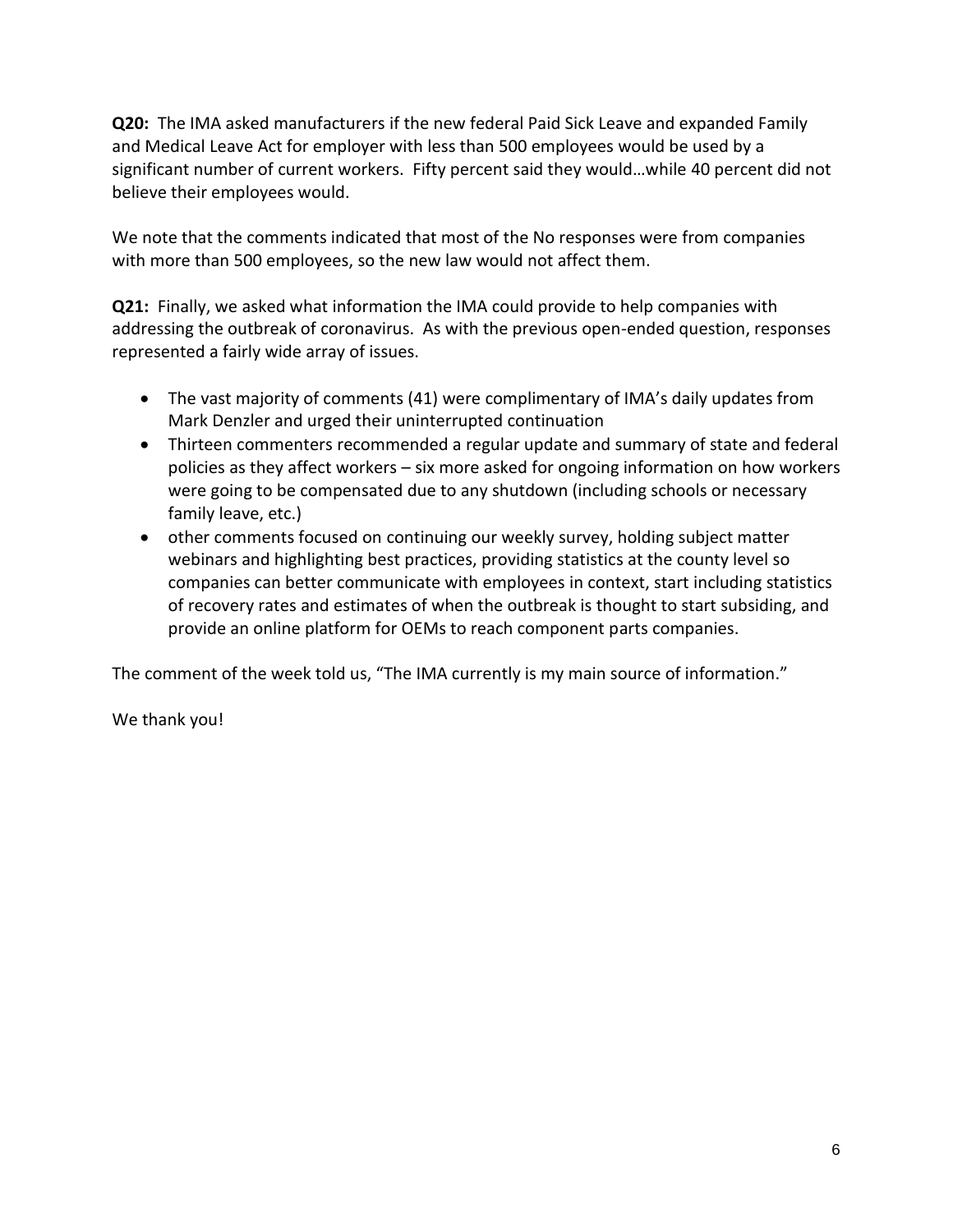**Q20:** The IMA asked manufacturers if the new federal Paid Sick Leave and expanded Family and Medical Leave Act for employer with less than 500 employees would be used by a significant number of current workers. Fifty percent said they would…while 40 percent did not believe their employees would.

We note that the comments indicated that most of the No responses were from companies with more than 500 employees, so the new law would not affect them.

**Q21:** Finally, we asked what information the IMA could provide to help companies with addressing the outbreak of coronavirus. As with the previous open-ended question, responses represented a fairly wide array of issues.

- The vast majority of comments (41) were complimentary of IMA's daily updates from Mark Denzler and urged their uninterrupted continuation
- Thirteen commenters recommended a regular update and summary of state and federal policies as they affect workers – six more asked for ongoing information on how workers were going to be compensated due to any shutdown (including schools or necessary family leave, etc.)
- other comments focused on continuing our weekly survey, holding subject matter webinars and highlighting best practices, providing statistics at the county level so companies can better communicate with employees in context, start including statistics of recovery rates and estimates of when the outbreak is thought to start subsiding, and provide an online platform for OEMs to reach component parts companies.

The comment of the week told us, "The IMA currently is my main source of information."

We thank you!